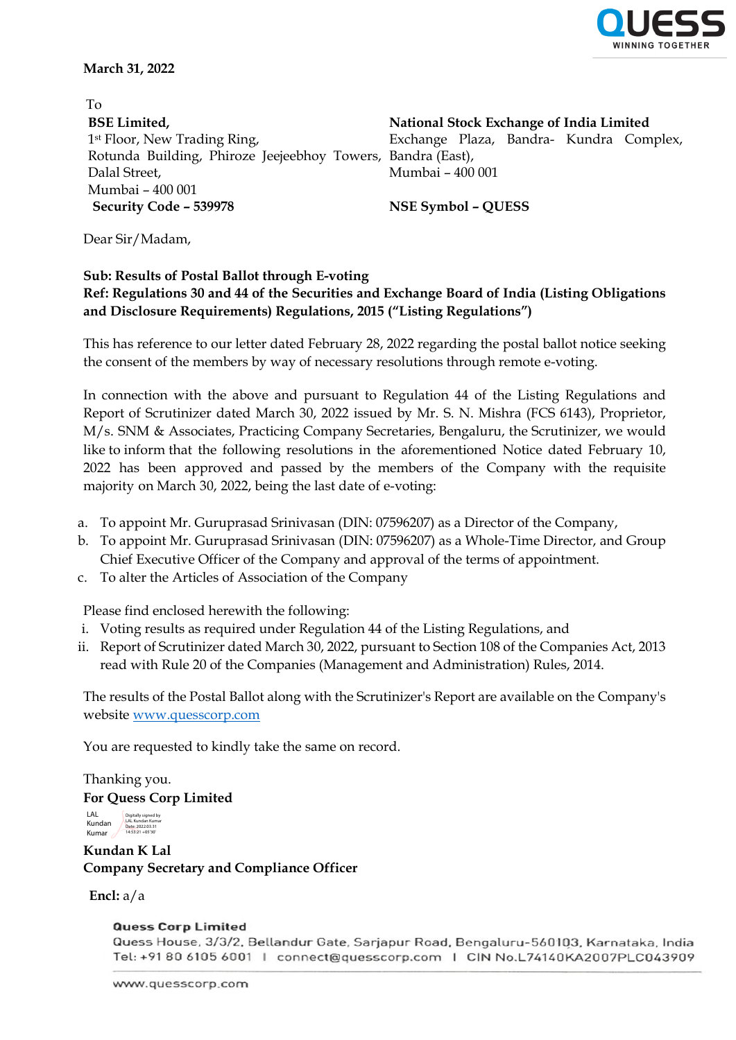**March 31, 2022**

To

**BSE Limited,**
1st Floor, New Trading Ring,
Rotunda Building, Phiroze Jeejeebhoy Towers,
Dalal Street,
Mumbai – 400 001
**Security Code – 539978**

**National Stock Exchange of India Limited**
Exchange Plaza, Bandra- Kundra Complex,
Bandra (East),
Mumbai – 400 001

**NSE Symbol – QUESS**

Dear Sir/Madam,

**Sub: Results of Postal Ballot through E-voting**
**Ref: Regulations 30 and 44 of the Securities and Exchange Board of India (Listing Obligations and Disclosure Requirements) Regulations, 2015 ("Listing Regulations")**

This has reference to our letter dated February 28, 2022 regarding the postal ballot notice seeking the consent of the members by way of necessary resolutions through remote e-voting.

In connection with the above and pursuant to Regulation 44 of the Listing Regulations and Report of Scrutinizer dated March 30, 2022 issued by Mr. S. N. Mishra (FCS 6143), Proprietor, M/s. SNM & Associates, Practicing Company Secretaries, Bengaluru, the Scrutinizer, we would like to inform that the following resolutions in the aforementioned Notice dated February 10, 2022 has been approved and passed by the members of the Company with the requisite majority on March 30, 2022, being the last date of e-voting:

a. To appoint Mr. Guruprasad Srinivasan (DIN: 07596207) as a Director of the Company,
b. To appoint Mr. Guruprasad Srinivasan (DIN: 07596207) as a Whole-Time Director, and Group Chief Executive Officer of the Company and approval of the terms of appointment.
c. To alter the Articles of Association of the Company

Please find enclosed herewith the following:

i. Voting results as required under Regulation 44 of the Listing Regulations, and
ii. Report of Scrutinizer dated March 30, 2022, pursuant to Section 108 of the Companies Act, 2013 read with Rule 20 of the Companies (Management and Administration) Rules, 2014.

The results of the Postal Ballot along with the Scrutinizer's Report are available on the Company's website www.quesscorp.com

You are requested to kindly take the same on record.

Thanking you.

**For Quess Corp Limited**

LAL Kundan Kumar (Digitally signed by LAL Kundan Kumar Date: 2022.03.31 14:53:21 +05'30')

**Kundan K Lal**
**Company Secretary and Compliance Officer**

**Encl:** a/a

**Quess Corp Limited**
Quess House, 3/3/2, Bellandur Gate, Sarjapur Road, Bengaluru-560103, Karnataka, India
Tel: +91 80 6105 6001 | connect@quesscorp.com | CIN No.L74140KA2007PLC043909

www.quesscorp.com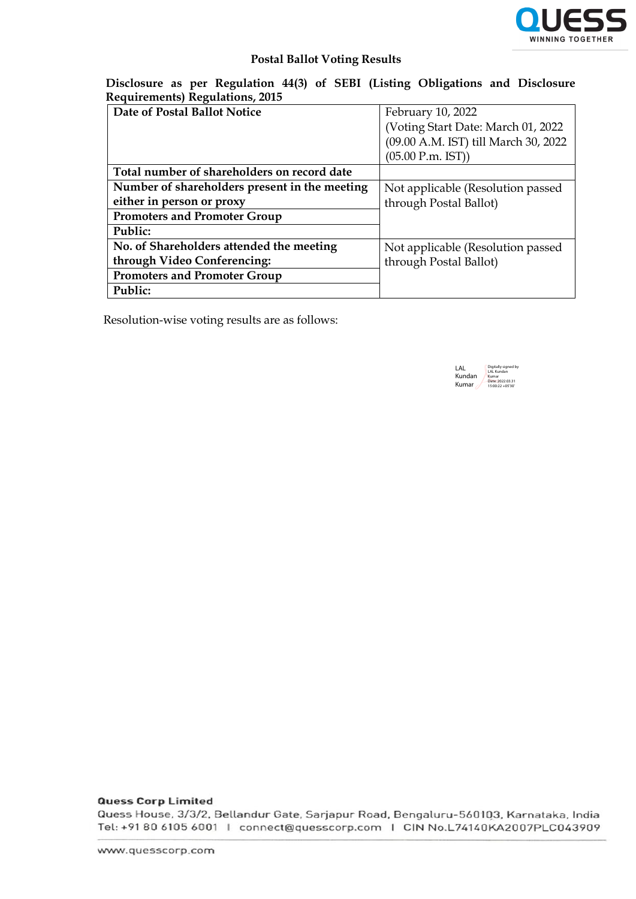**Postal Ballot Voting Results**

**Disclosure as per Regulation 44(3) of SEBI (Listing Obligations and Disclosure Requirements) Regulations, 2015**

| | |
|---|---|
| **Date of Postal Ballot Notice** | February 10, 2022 (Voting Start Date: March 01, 2022 (09.00 A.M. IST) till March 30, 2022 (05.00 P.m. IST)) |
| **Total number of shareholders on record date** | |
| **Number of shareholders present in the meeting either in person or proxy** | Not applicable (Resolution passed through Postal Ballot) |
| **Promoters and Promoter Group** | |
| **Public:** | |
| **No. of Shareholders attended the meeting through Video Conferencing:** | Not applicable (Resolution passed through Postal Ballot) |
| **Promoters and Promoter Group** | |
| **Public:** | |

Resolution-wise voting results are as follows:

LAL Kundan Kumar — Digitally signed by LAL Kundan Kumar Date: 2022.03.31 15:00:22 +05'30'

**Quess Corp Limited**
Quess House, 3/3/2, Bellandur Gate, Sarjapur Road, Bengaluru-560103, Karnataka, India
Tel: +91 80 6105 6001 | connect@quesscorp.com | CIN No.L74140KA2007PLC043909

www.quesscorp.com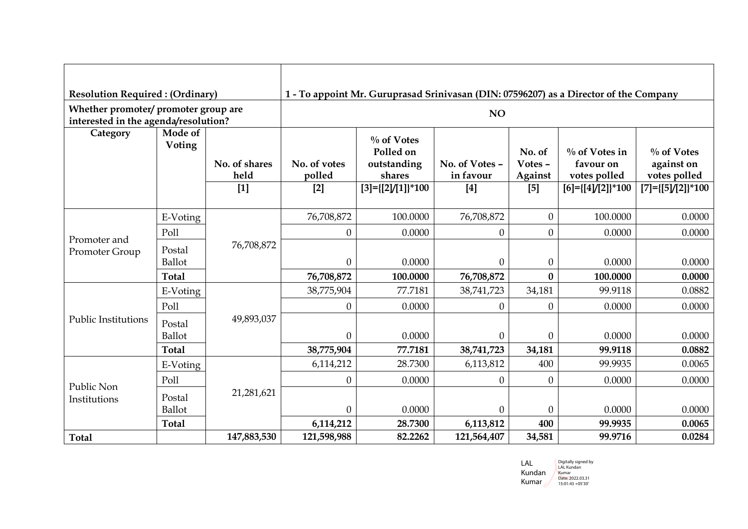| Resolution Required : (Ordinary) | | 1 - To appoint Mr. Guruprasad Srinivasan (DIN: 07596207) as a Director of the Company | | | | | | |
|---|---|---|---|---|---|---|---|---|
| Whether promoter/ promoter group are interested in the agenda/resolution? | | NO | | | | | | |
| Category | Mode of Voting | No. of shares held | No. of votes polled | % of Votes Polled on outstanding shares | No. of Votes – in favour | No. of Votes – Against | % of Votes in favour on votes polled | % of Votes against on votes polled |
| | | [1] | [2] | [3]={[2]/[1]}*100 | [4] | [5] | [6]={[4]/[2]}*100 | [7]={[5]/[2]}*100 |
| Promoter and Promoter Group | E-Voting | 76,708,872 | 76,708,872 | 100.0000 | 76,708,872 | 0 | 100.0000 | 0.0000 |
| | Poll | | 0 | 0.0000 | 0 | 0 | 0.0000 | 0.0000 |
| | Postal Ballot | | 0 | 0.0000 | 0 | 0 | 0.0000 | 0.0000 |
| | **Total** | | **76,708,872** | **100.0000** | **76,708,872** | **0** | **100.0000** | **0.0000** |
| Public Institutions | E-Voting | 49,893,037 | 38,775,904 | 77.7181 | 38,741,723 | 34,181 | 99.9118 | 0.0882 |
| | Poll | | 0 | 0.0000 | 0 | 0 | 0.0000 | 0.0000 |
| | Postal Ballot | | 0 | 0.0000 | 0 | 0 | 0.0000 | 0.0000 |
| | **Total** | | **38,775,904** | **77.7181** | **38,741,723** | **34,181** | **99.9118** | **0.0882** |
| Public Non Institutions | E-Voting | 21,281,621 | 6,114,212 | 28.7300 | 6,113,812 | 400 | 99.9935 | 0.0065 |
| | Poll | | 0 | 0.0000 | 0 | 0 | 0.0000 | 0.0000 |
| | Postal Ballot | | 0 | 0.0000 | 0 | 0 | 0.0000 | 0.0000 |
| | **Total** | | **6,114,212** | **28.7300** | **6,113,812** | **400** | **99.9935** | **0.0065** |
| **Total** | | **147,883,530** | **121,598,988** | **82.2262** | **121,564,407** | **34,581** | **99.9716** | **0.0284** |

LAL Kundan Kumar

Digitally signed by LAL Kundan Kumar
Date: 2022.03.31 15:01:43 +05'30'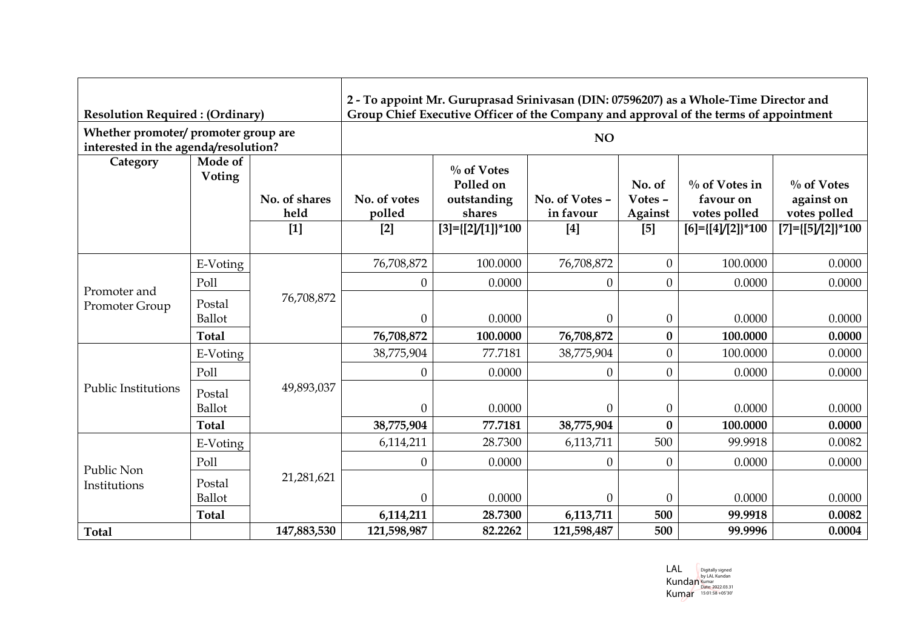| Resolution Required : (Ordinary) | | 2 - To appoint Mr. Guruprasad Srinivasan (DIN: 07596207) as a Whole-Time Director and Group Chief Executive Officer of the Company and approval of the terms of appointment | | | | | | |
|---|---|---|---|---|---|---|---|---|
| Whether promoter/ promoter group are interested in the agenda/resolution? | | NO | | | | | | |
| Category | Mode of Voting | No. of shares held | No. of votes polled | % of Votes Polled on outstanding shares | No. of Votes – in favour | No. of Votes – Against | % of Votes in favour on votes polled | % of Votes against on votes polled |
| | | [1] | [2] | [3]={[2]/[1]}*100 | [4] | [5] | [6]={[4]/[2]}*100 | [7]={[5]/[2]}*100 |
| Promoter and Promoter Group | E-Voting | 76,708,872 | 76,708,872 | 100.0000 | 76,708,872 | 0 | 100.0000 | 0.0000 |
| | Poll | | 0 | 0.0000 | 0 | 0 | 0.0000 | 0.0000 |
| | Postal Ballot | | 0 | 0.0000 | 0 | 0 | 0.0000 | 0.0000 |
| | **Total** | | **76,708,872** | **100.0000** | **76,708,872** | **0** | **100.0000** | **0.0000** |
| Public Institutions | E-Voting | 49,893,037 | 38,775,904 | 77.7181 | 38,775,904 | 0 | 100.0000 | 0.0000 |
| | Poll | | 0 | 0.0000 | 0 | 0 | 0.0000 | 0.0000 |
| | Postal Ballot | | 0 | 0.0000 | 0 | 0 | 0.0000 | 0.0000 |
| | **Total** | | **38,775,904** | **77.7181** | **38,775,904** | **0** | **100.0000** | **0.0000** |
| Public Non Institutions | E-Voting | 21,281,621 | 6,114,211 | 28.7300 | 6,113,711 | 500 | 99.9918 | 0.0082 |
| | Poll | | 0 | 0.0000 | 0 | 0 | 0.0000 | 0.0000 |
| | Postal Ballot | | 0 | 0.0000 | 0 | 0 | 0.0000 | 0.0000 |
| | **Total** | | **6,114,211** | **28.7300** | **6,113,711** | **500** | **99.9918** | **0.0082** |
| **Total** | | **147,883,530** | **121,598,987** | **82.2262** | **121,598,487** | **500** | **99.9996** | **0.0004** |

LAL Kundan Kumar
Digitally signed by LAL Kundan Kumar
Date: 2022.03.31 15:01:58 +05'30'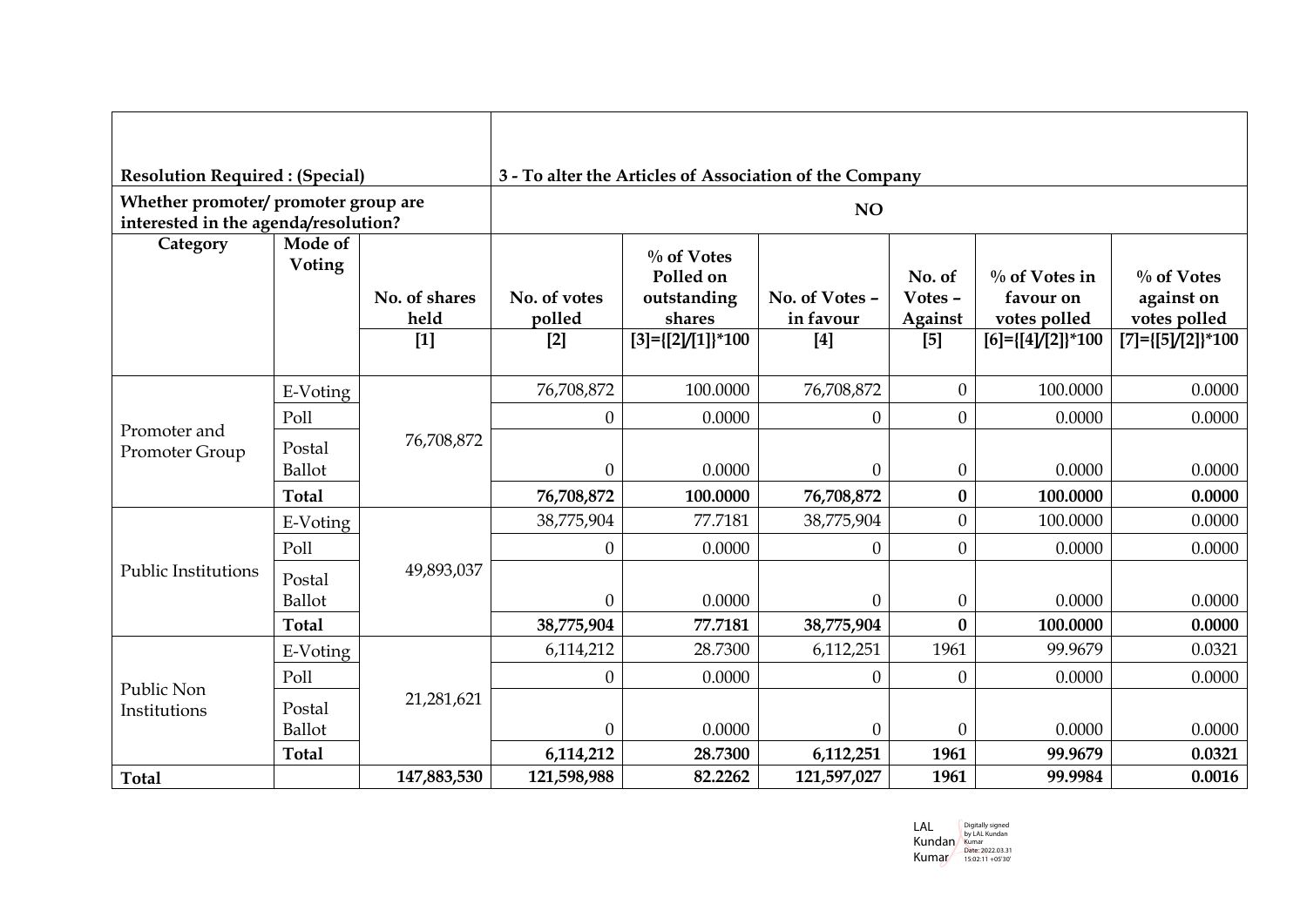| Resolution Required : (Special) | | 3 - To alter the Articles of Association of the Company | | | | | | |
|---|---|---|---|---|---|---|---|---|
| Whether promoter/ promoter group are interested in the agenda/resolution? | | NO | | | | | | |
| **Category** | **Mode of Voting** | **No. of shares held** [1] | **No. of votes polled** [2] | **% of Votes Polled on outstanding shares** [3]={[2]/[1]}*100 | **No. of Votes – in favour** [4] | **No. of Votes – Against** [5] | **% of Votes in favour on votes polled** [6]={[4]/[2]}*100 | **% of Votes against on votes polled** [7]={[5]/[2]}*100 |
| Promoter and Promoter Group | E-Voting | 76,708,872 | 76,708,872 | 100.0000 | 76,708,872 | 0 | 100.0000 | 0.0000 |
| | Poll | | 0 | 0.0000 | 0 | 0 | 0.0000 | 0.0000 |
| | Postal Ballot | | 0 | 0.0000 | 0 | 0 | 0.0000 | 0.0000 |
| | **Total** | | **76,708,872** | **100.0000** | **76,708,872** | **0** | **100.0000** | **0.0000** |
| Public Institutions | E-Voting | 49,893,037 | 38,775,904 | 77.7181 | 38,775,904 | 0 | 100.0000 | 0.0000 |
| | Poll | | 0 | 0.0000 | 0 | 0 | 0.0000 | 0.0000 |
| | Postal Ballot | | 0 | 0.0000 | 0 | 0 | 0.0000 | 0.0000 |
| | **Total** | | **38,775,904** | **77.7181** | **38,775,904** | **0** | **100.0000** | **0.0000** |
| Public Non Institutions | E-Voting | 21,281,621 | 6,114,212 | 28.7300 | 6,112,251 | 1961 | 99.9679 | 0.0321 |
| | Poll | | 0 | 0.0000 | 0 | 0 | 0.0000 | 0.0000 |
| | Postal Ballot | | 0 | 0.0000 | 0 | 0 | 0.0000 | 0.0000 |
| | **Total** | | **6,114,212** | **28.7300** | **6,112,251** | **1961** | **99.9679** | **0.0321** |
| **Total** | | **147,883,530** | **121,598,988** | **82.2262** | **121,597,027** | **1961** | **99.9984** | **0.0016** |

LAL Kundan Kumar — Digitally signed by LAL Kundan Kumar Date: 2022.03.31 15:02:11 +05'30'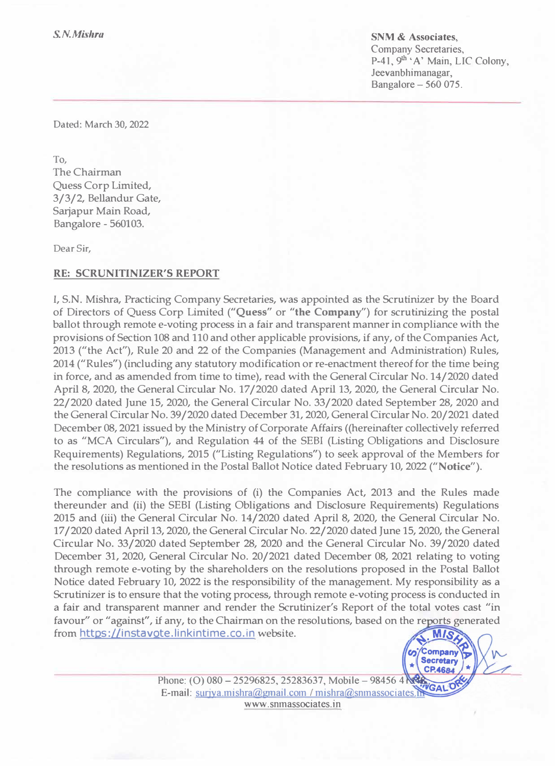*S.N.Mishra*

**SNM & Associates,**
Company Secretaries,
P-41, 9th 'A' Main, LIC Colony,
Jeevanbhimanagar,
Bangalore – 560 075.

Dated: March 30, 2022

To,
The Chairman
Quess Corp Limited,
3/3/2, Bellandur Gate,
Sarjapur Main Road,
Bangalore - 560103.

Dear Sir,

**RE: SCRUNITINIZER'S REPORT**

I, S.N. Mishra, Practicing Company Secretaries, was appointed as the Scrutinizer by the Board of Directors of Quess Corp Limited (**"Quess"** or **"the Company"**) for scrutinizing the postal ballot through remote e-voting process in a fair and transparent manner in compliance with the provisions of Section 108 and 110 and other applicable provisions, if any, of the Companies Act, 2013 ("the Act"), Rule 20 and 22 of the Companies (Management and Administration) Rules, 2014 ("Rules") (including any statutory modification or re-enactment thereof for the time being in force, and as amended from time to time), read with the General Circular No. 14/2020 dated April 8, 2020, the General Circular No. 17/2020 dated April 13, 2020, the General Circular No. 22/2020 dated June 15, 2020, the General Circular No. 33/2020 dated September 28, 2020 and the General Circular No. 39/2020 dated December 31, 2020, General Circular No. 20/2021 dated December 08, 2021 issued by the Ministry of Corporate Affairs ((hereinafter collectively referred to as "MCA Circulars"), and Regulation 44 of the SEBI (Listing Obligations and Disclosure Requirements) Regulations, 2015 ("Listing Regulations") to seek approval of the Members for the resolutions as mentioned in the Postal Ballot Notice dated February 10, 2022 ("**Notice**").

The compliance with the provisions of (i) the Companies Act, 2013 and the Rules made thereunder and (ii) the SEBI (Listing Obligations and Disclosure Requirements) Regulations 2015 and (iii) the General Circular No. 14/2020 dated April 8, 2020, the General Circular No. 17/2020 dated April 13, 2020, the General Circular No. 22/2020 dated June 15, 2020, the General Circular No. 33/2020 dated September 28, 2020 and the General Circular No. 39/2020 dated December 31, 2020, General Circular No. 20/2021 dated December 08, 2021 relating to voting through remote e-voting by the shareholders on the resolutions proposed in the Postal Ballot Notice dated February 10, 2022 is the responsibility of the management. My responsibility as a Scrutinizer is to ensure that the voting process, through remote e-voting process is conducted in a fair and transparent manner and render the Scrutinizer's Report of the total votes cast "in favour" or "against", if any, to the Chairman on the resolutions, based on the reports generated from https://instavote.linkintime.co.in website.

Phone: (O) 080 – 25296825, 25283637, Mobile – 98456 4
E-mail: surjya.mishra@gmail.com / mishra@snmassociates.in
www.snmassociates.in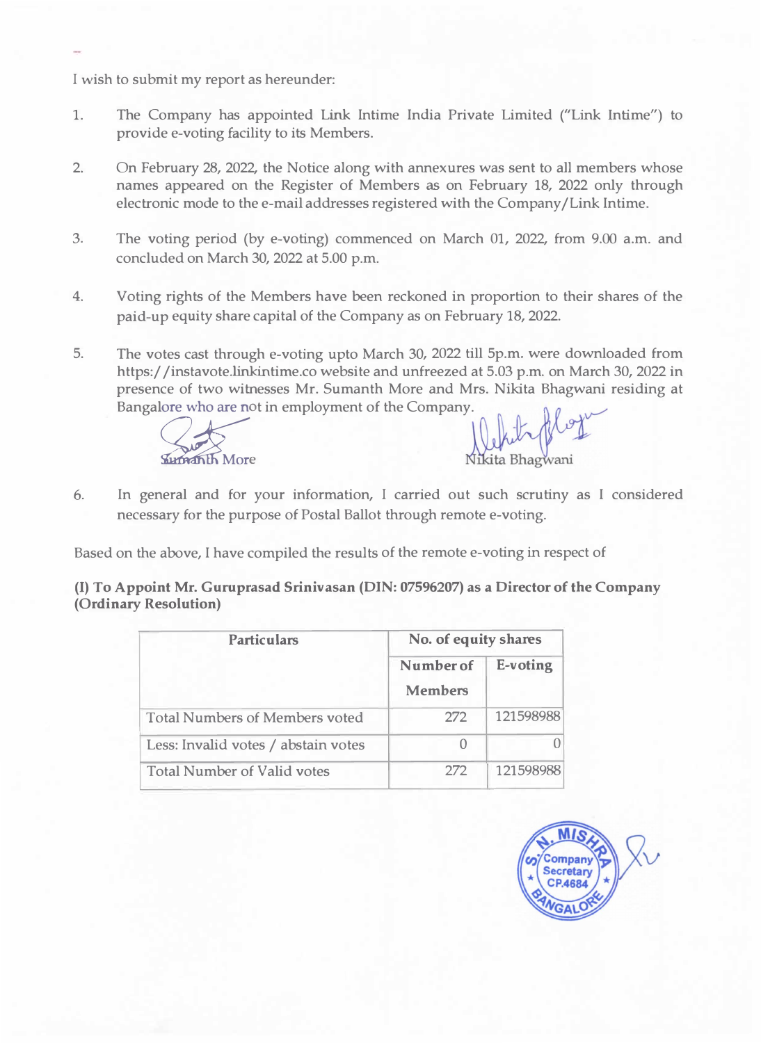I wish to submit my report as hereunder:

1. The Company has appointed Link Intime India Private Limited ("Link Intime") to provide e-voting facility to its Members.

2. On February 28, 2022, the Notice along with annexures was sent to all members whose names appeared on the Register of Members as on February 18, 2022 only through electronic mode to the e-mail addresses registered with the Company/Link Intime.

3. The voting period (by e-voting) commenced on March 01, 2022, from 9.00 a.m. and concluded on March 30, 2022 at 5.00 p.m.

4. Voting rights of the Members have been reckoned in proportion to their shares of the paid-up equity share capital of the Company as on February 18, 2022.

5. The votes cast through e-voting upto March 30, 2022 till 5p.m. were downloaded from https://instavote.linkintime.co website and unfreezed at 5.03 p.m. on March 30, 2022 in presence of two witnesses Mr. Sumanth More and Mrs. Nikita Bhagwani residing at Bangalore who are not in employment of the Company.

   Sumanth More | Nikita Bhagwani

6. In general and for your information, I carried out such scrutiny as I considered necessary for the purpose of Postal Ballot through remote e-voting.

Based on the above, I have compiled the results of the remote e-voting in respect of

**(I) To Appoint Mr. Guruprasad Srinivasan (DIN: 07596207) as a Director of the Company (Ordinary Resolution)**

| Particulars | No. of equity shares | |
|---|---|---|
| | Number of Members | E-voting |
| Total Numbers of Members voted | 272 | 121598988 |
| Less: Invalid votes / abstain votes | 0 | 0 |
| Total Number of Valid votes | 272 | 121598988 |

S. N. MISHRA Company Secretary CP.4684 BANGALORE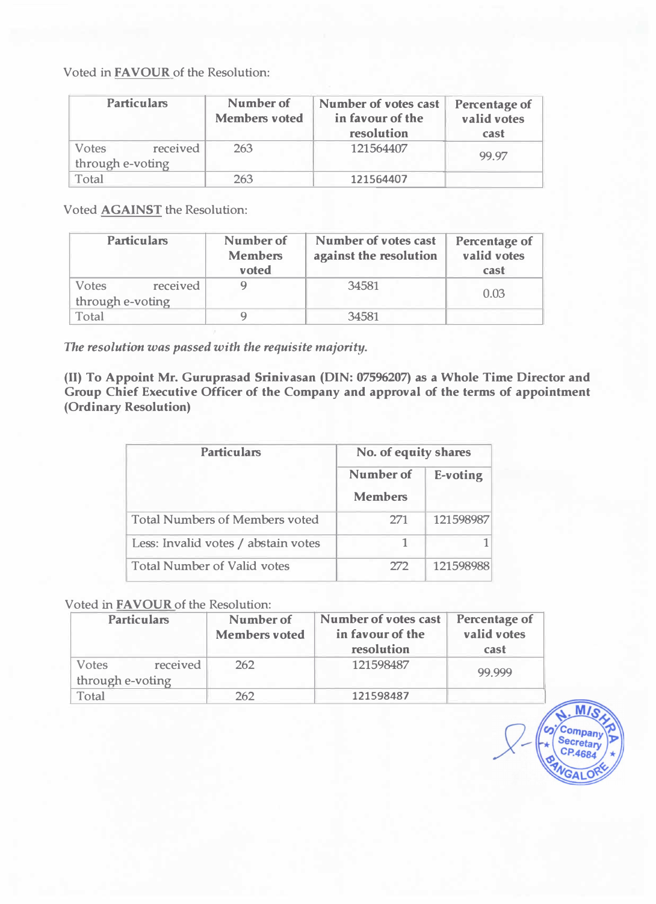Voted in **FAVOUR** of the Resolution:

| Particulars | Number of Members voted | Number of votes cast in favour of the resolution | Percentage of valid votes cast |
|---|---|---|---|
| Votes received through e-voting | 263 | 121564407 | 99.97 |
| Total | 263 | 121564407 | |

Voted **AGAINST** the Resolution:

| Particulars | Number of Members voted | Number of votes cast against the resolution | Percentage of valid votes cast |
|---|---|---|---|
| Votes received through e-voting | 9 | 34581 | 0.03 |
| Total | 9 | 34581 | |

*The resolution was passed with the requisite majority.*

**(II) To Appoint Mr. Guruprasad Srinivasan (DIN: 07596207) as a Whole Time Director and Group Chief Executive Officer of the Company and approval of the terms of appointment (Ordinary Resolution)**

| Particulars | No. of equity shares | |
|---|---|---|
| | Number of Members | E-voting |
| Total Numbers of Members voted | 271 | 121598987 |
| Less: Invalid votes / abstain votes | 1 | 1 |
| Total Number of Valid votes | 272 | 121598988 |

Voted in **FAVOUR** of the Resolution:

| Particulars | Number of Members voted | Number of votes cast in favour of the resolution | Percentage of valid votes cast |
|---|---|---|---|
| Votes received through e-voting | 262 | 121598487 | 99.999 |
| Total | 262 | 121598487 | |

S. N. MISHRA
Company Secretary
CP.4684
BANGALORE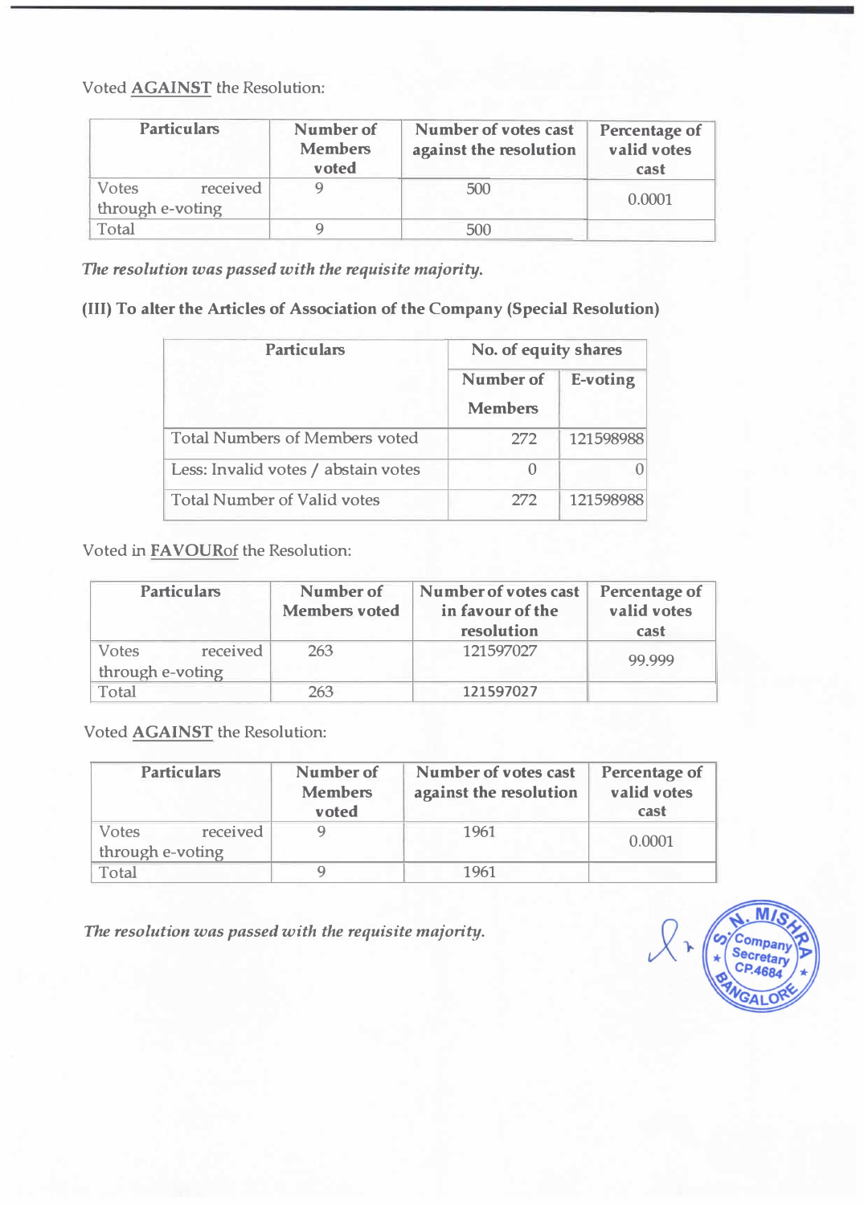Voted **AGAINST** the Resolution:

| Particulars | Number of Members voted | Number of votes cast against the resolution | Percentage of valid votes cast |
|---|---|---|---|
| Votes received through e-voting | 9 | 500 | 0.0001 |
| Total | 9 | 500 | |

*The resolution was passed with the requisite majority.*

**(III) To alter the Articles of Association of the Company (Special Resolution)**

| Particulars | No. of equity shares | |
|---|---|---|
| | Number of Members | E-voting |
| Total Numbers of Members voted | 272 | 121598988 |
| Less: Invalid votes / abstain votes | 0 | 0 |
| Total Number of Valid votes | 272 | 121598988 |

Voted in **FAVOURof** the Resolution:

| Particulars | Number of Members voted | Number of votes cast in favour of the resolution | Percentage of valid votes cast |
|---|---|---|---|
| Votes received through e-voting | 263 | 121597027 | 99.999 |
| Total | 263 | 121597027 | |

Voted **AGAINST** the Resolution:

| Particulars | Number of Members voted | Number of votes cast against the resolution | Percentage of valid votes cast |
|---|---|---|---|
| Votes received through e-voting | 9 | 1961 | 0.0001 |
| Total | 9 | 1961 | |

*The resolution was passed with the requisite majority.*

S. N. MISHRA Company Secretary CP.4684 BANGALORE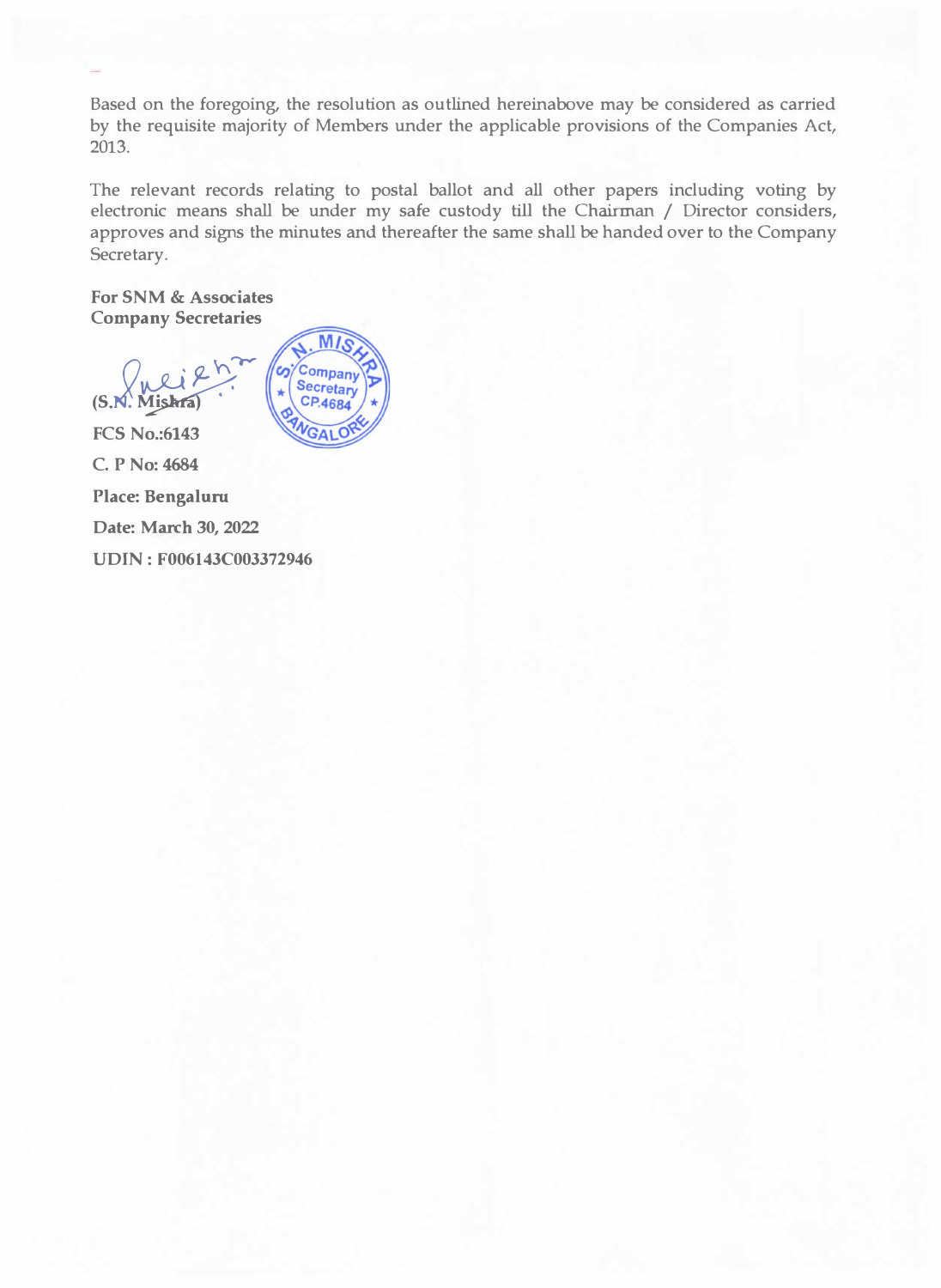Based on the foregoing, the resolution as outlined hereinabove may be considered as carried by the requisite majority of Members under the applicable provisions of the Companies Act, 2013.

The relevant records relating to postal ballot and all other papers including voting by electronic means shall be under my safe custody till the Chairman / Director considers, approves and signs the minutes and thereafter the same shall be handed over to the Company Secretary.

**For SNM & Associates**
**Company Secretaries**

**(S.N. Mishra)**

**FCS No.:6143**

**C. P No: 4684**

**Place: Bengaluru**

**Date: March 30, 2022**

**UDIN : F006143C003372946**